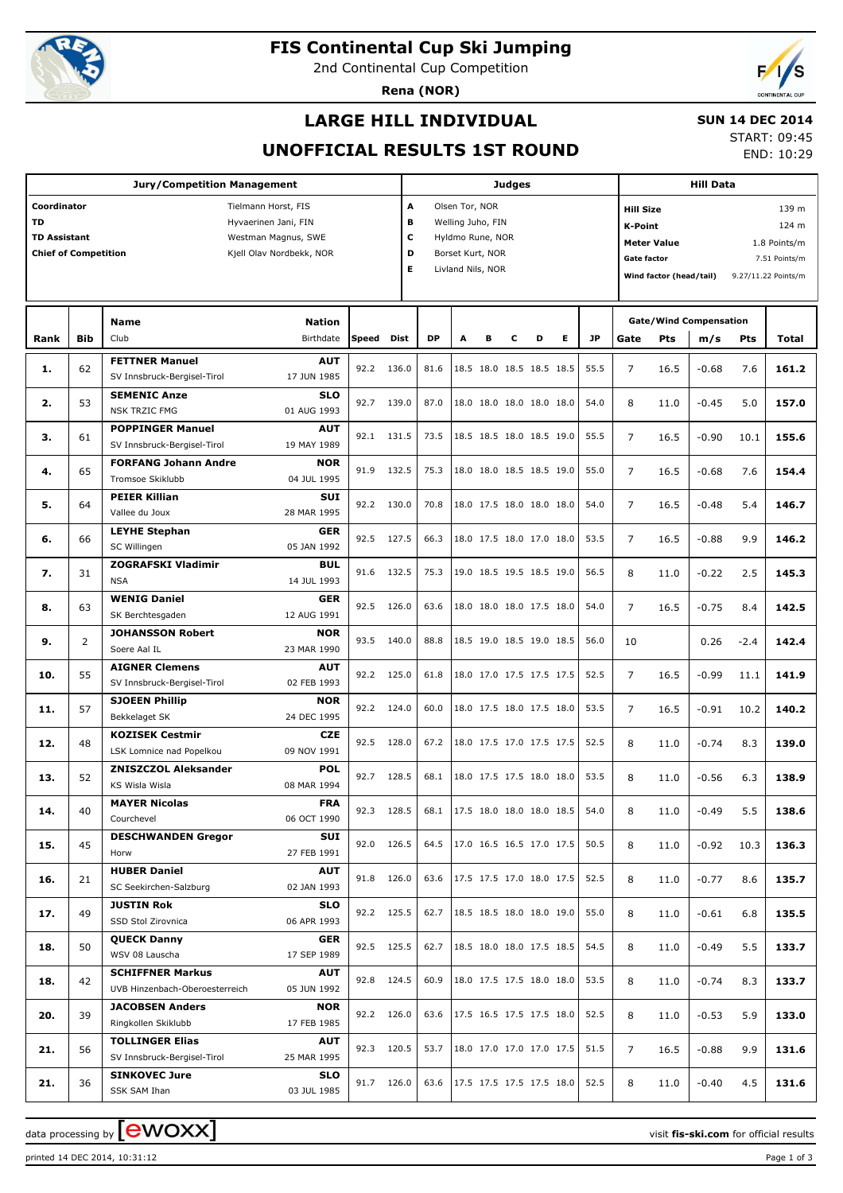# FIS Continental Cup Ski Jumping

2nd Continental Cup Competition

**Rena (NOR)**

## LARGE HILL INDIVIDUAL

## UNOFFICIAL RESULTS 1ST ROUND

**SUN 14 DEC 2014**

START: 09:45

END: 10:29

| Jury/Competition Management | |
|---|---|
| Coordinator | Tielmann Horst, FIS |
| TD | Hyvaerinen Jani, FIN |
| TD Assistant | Westman Magnus, SWE |
| Chief of Competition | Kjell Olav Nordbekk, NOR |

| Judges | |
|---|---|
| A | Olsen Tor, NOR |
| B | Welling Juho, FIN |
| C | Hyldmo Rune, NOR |
| D | Borset Kurt, NOR |
| E | Livland Nils, NOR |

| Hill Data | |
|---|---|
| Hill Size | 139 m |
| K-Point | 124 m |
| Meter Value | 1.8 Points/m |
| Gate factor | 7.51 Points/m |
| Wind factor (head/tail) | 9.27/11.22 Points/m |

| Rank | Bib | Name / Club | Nation / Birthdate | Speed | Dist | DP | A | B | C | D | E | JP | Gate | Pts | m/s | Pts | Total |
|---|---|---|---|---|---|---|---|---|---|---|---|---|---|---|---|---|---|
| 1. | 62 | **FETTNER Manuel** SV Innsbruck-Bergisel-Tirol | **AUT** 17 JUN 1985 | 92.2 | 136.0 | 81.6 | 18.5 | 18.0 | 18.5 | 18.5 | 18.5 | 55.5 | 7 | 16.5 | -0.68 | 7.6 | **161.2** |
| 2. | 53 | **SEMENIC Anze** NSK TRZIC FMG | **SLO** 01 AUG 1993 | 92.7 | 139.0 | 87.0 | 18.0 | 18.0 | 18.0 | 18.0 | 18.0 | 54.0 | 8 | 11.0 | -0.45 | 5.0 | **157.0** |
| 3. | 61 | **POPPINGER Manuel** SV Innsbruck-Bergisel-Tirol | **AUT** 19 MAY 1989 | 92.1 | 131.5 | 73.5 | 18.5 | 18.5 | 18.0 | 18.5 | 19.0 | 55.5 | 7 | 16.5 | -0.90 | 10.1 | **155.6** |
| 4. | 65 | **FORFANG Johann Andre** Tromsoe Skiklubb | **NOR** 04 JUL 1995 | 91.9 | 132.5 | 75.3 | 18.0 | 18.0 | 18.5 | 18.5 | 19.0 | 55.0 | 7 | 16.5 | -0.68 | 7.6 | **154.4** |
| 5. | 64 | **PEIER Killian** Vallee du Joux | **SUI** 28 MAR 1995 | 92.2 | 130.0 | 70.8 | 18.0 | 17.5 | 18.0 | 18.0 | 18.0 | 54.0 | 7 | 16.5 | -0.48 | 5.4 | **146.7** |
| 6. | 66 | **LEYHE Stephan** SC Willingen | **GER** 05 JAN 1992 | 92.5 | 127.5 | 66.3 | 18.0 | 17.5 | 18.0 | 17.0 | 18.0 | 53.5 | 7 | 16.5 | -0.88 | 9.9 | **146.2** |
| 7. | 31 | **ZOGRAFSKI Vladimir** NSA | **BUL** 14 JUL 1993 | 91.6 | 132.5 | 75.3 | 19.0 | 18.5 | 19.5 | 18.5 | 19.0 | 56.5 | 8 | 11.0 | -0.22 | 2.5 | **145.3** |
| 8. | 63 | **WENIG Daniel** SK Berchtesgaden | **GER** 12 AUG 1991 | 92.5 | 126.0 | 63.6 | 18.0 | 18.0 | 18.0 | 17.5 | 18.0 | 54.0 | 7 | 16.5 | -0.75 | 8.4 | **142.5** |
| 9. | 2 | **JOHANSSON Robert** Soere Aal IL | **NOR** 23 MAR 1990 | 93.5 | 140.0 | 88.8 | 18.5 | 19.0 | 18.5 | 19.0 | 18.5 | 56.0 | 10 | | 0.26 | -2.4 | **142.4** |
| 10. | 55 | **AIGNER Clemens** SV Innsbruck-Bergisel-Tirol | **AUT** 02 FEB 1993 | 92.2 | 125.0 | 61.8 | 18.0 | 17.0 | 17.5 | 17.5 | 17.5 | 52.5 | 7 | 16.5 | -0.99 | 11.1 | **141.9** |
| 11. | 57 | **SJOEEN Phillip** Bekkelaget SK | **NOR** 24 DEC 1995 | 92.2 | 124.0 | 60.0 | 18.0 | 17.5 | 18.0 | 17.5 | 18.0 | 53.5 | 7 | 16.5 | -0.91 | 10.2 | **140.2** |
| 12. | 48 | **KOZISEK Cestmir** LSK Lomnice nad Popelkou | **CZE** 09 NOV 1991 | 92.5 | 128.0 | 67.2 | 18.0 | 17.5 | 17.0 | 17.5 | 17.5 | 52.5 | 8 | 11.0 | -0.74 | 8.3 | **139.0** |
| 13. | 52 | **ZNISZCZOL Aleksander** KS Wisla Wisla | **POL** 08 MAR 1994 | 92.7 | 128.5 | 68.1 | 18.0 | 17.5 | 17.5 | 18.0 | 18.0 | 53.5 | 8 | 11.0 | -0.56 | 6.3 | **138.9** |
| 14. | 40 | **MAYER Nicolas** Courchevel | **FRA** 06 OCT 1990 | 92.3 | 128.5 | 68.1 | 17.5 | 18.0 | 18.0 | 18.0 | 18.5 | 54.0 | 8 | 11.0 | -0.49 | 5.5 | **138.6** |
| 15. | 45 | **DESCHWANDEN Gregor** Horw | **SUI** 27 FEB 1991 | 92.0 | 126.5 | 64.5 | 17.0 | 16.5 | 16.5 | 17.0 | 17.5 | 50.5 | 8 | 11.0 | -0.92 | 10.3 | **136.3** |
| 16. | 21 | **HUBER Daniel** SC Seekirchen-Salzburg | **AUT** 02 JAN 1993 | 91.8 | 126.0 | 63.6 | 17.5 | 17.5 | 17.0 | 18.0 | 17.5 | 52.5 | 8 | 11.0 | -0.77 | 8.6 | **135.7** |
| 17. | 49 | **JUSTIN Rok** SSD Stol Zirovnica | **SLO** 06 APR 1993 | 92.2 | 125.5 | 62.7 | 18.5 | 18.5 | 18.0 | 18.0 | 19.0 | 55.0 | 8 | 11.0 | -0.61 | 6.8 | **135.5** |
| 18. | 50 | **QUECK Danny** WSV 08 Lauscha | **GER** 17 SEP 1989 | 92.5 | 125.5 | 62.7 | 18.5 | 18.0 | 18.0 | 17.5 | 18.5 | 54.5 | 8 | 11.0 | -0.49 | 5.5 | **133.7** |
| 18. | 42 | **SCHIFFNER Markus** UVB Hinzenbach-Oberoesterreich | **AUT** 05 JUN 1992 | 92.8 | 124.5 | 60.9 | 18.0 | 17.5 | 17.5 | 18.0 | 18.0 | 53.5 | 8 | 11.0 | -0.74 | 8.3 | **133.7** |
| 20. | 39 | **JACOBSEN Anders** Ringkollen Skiklubb | **NOR** 17 FEB 1985 | 92.2 | 126.0 | 63.6 | 17.5 | 16.5 | 17.5 | 17.5 | 18.0 | 52.5 | 8 | 11.0 | -0.53 | 5.9 | **133.0** |
| 21. | 56 | **TOLLINGER Elias** SV Innsbruck-Bergisel-Tirol | **AUT** 25 MAR 1995 | 92.3 | 120.5 | 53.7 | 18.0 | 17.0 | 17.0 | 17.0 | 17.5 | 51.5 | 7 | 16.5 | -0.88 | 9.9 | **131.6** |
| 21. | 36 | **SINKOVEC Jure** SSK SAM Ihan | **SLO** 03 JUL 1985 | 91.7 | 126.0 | 63.6 | 17.5 | 17.5 | 17.5 | 17.5 | 18.0 | 52.5 | 8 | 11.0 | -0.40 | 4.5 | **131.6** |

data processing by ewoxx — visit **fis-ski.com** for official results

printed 14 DEC 2014, 10:31:12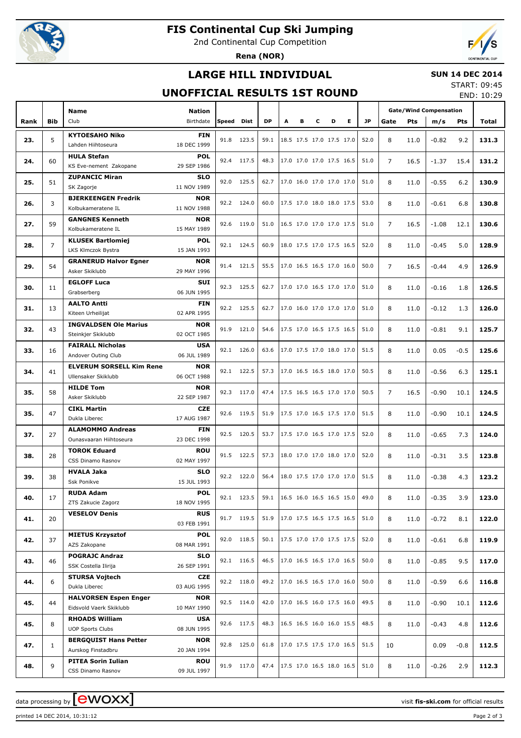# FIS Continental Cup Ski Jumping

2nd Continental Cup Competition

**Rena (NOR)**

## LARGE HILL INDIVIDUAL

**SUN 14 DEC 2014**

## UNOFFICIAL RESULTS 1ST ROUND

START: 09:45
END: 10:29

| Rank | Bib | Name / Club | Nation / Birthdate | Speed | Dist | DP | A | B | C | D | E | JP | Gate | Pts | m/s | Pts | Total |
|---|---|---|---|---|---|---|---|---|---|---|---|---|---|---|---|---|---|
| | | | | | | | | | | | | | Gate/Wind Compensation | | | | |
| 23. | 5 | **KYTOESAHO Niko** Lahden Hiihtoseura | **FIN** 18 DEC 1999 | 91.8 | 123.5 | 59.1 | 18.5 | 17.5 | 17.0 | 17.5 | 17.0 | 52.0 | 8 | 11.0 | -0.82 | 9.2 | **131.3** |
| 24. | 60 | **HULA Stefan** KS Eve-nement Zakopane | **POL** 29 SEP 1986 | 92.4 | 117.5 | 48.3 | 17.0 | 17.0 | 17.0 | 17.5 | 16.5 | 51.0 | 7 | 16.5 | -1.37 | 15.4 | **131.2** |
| 25. | 51 | **ZUPANCIC Miran** SK Zagorje | **SLO** 11 NOV 1989 | 92.0 | 125.5 | 62.7 | 17.0 | 16.0 | 17.0 | 17.0 | 17.0 | 51.0 | 8 | 11.0 | -0.55 | 6.2 | **130.9** |
| 26. | 3 | **BJERKEENGEN Fredrik** Kolbukameratene IL | **NOR** 11 NOV 1988 | 92.2 | 124.0 | 60.0 | 17.5 | 17.0 | 18.0 | 18.0 | 17.5 | 53.0 | 8 | 11.0 | -0.61 | 6.8 | **130.8** |
| 27. | 59 | **GANGNES Kenneth** Kolbukameratene IL | **NOR** 15 MAY 1989 | 92.6 | 119.0 | 51.0 | 16.5 | 17.0 | 17.0 | 17.0 | 17.5 | 51.0 | 7 | 16.5 | -1.08 | 12.1 | **130.6** |
| 28. | 7 | **KLUSEK Bartlomiej** LKS Klmczok Bystra | **POL** 15 JAN 1993 | 92.1 | 124.5 | 60.9 | 18.0 | 17.5 | 17.0 | 17.5 | 16.5 | 52.0 | 8 | 11.0 | -0.45 | 5.0 | **128.9** |
| 29. | 54 | **GRANERUD Halvor Egner** Asker Skiklubb | **NOR** 29 MAY 1996 | 91.4 | 121.5 | 55.5 | 17.0 | 16.5 | 16.5 | 17.0 | 16.0 | 50.0 | 7 | 16.5 | -0.44 | 4.9 | **126.9** |
| 30. | 11 | **EGLOFF Luca** Grabserberg | **SUI** 06 JUN 1995 | 92.3 | 125.5 | 62.7 | 17.0 | 17.0 | 16.5 | 17.0 | 17.0 | 51.0 | 8 | 11.0 | -0.16 | 1.8 | **126.5** |
| 31. | 13 | **AALTO Antti** Kiteen Urheilijat | **FIN** 02 APR 1995 | 92.2 | 125.5 | 62.7 | 17.0 | 16.0 | 17.0 | 17.0 | 17.0 | 51.0 | 8 | 11.0 | -0.12 | 1.3 | **126.0** |
| 32. | 43 | **INGVALDSEN Ole Marius** Steinkjer Skiklubb | **NOR** 02 OCT 1985 | 91.9 | 121.0 | 54.6 | 17.5 | 17.0 | 16.5 | 17.5 | 16.5 | 51.0 | 8 | 11.0 | -0.81 | 9.1 | **125.7** |
| 33. | 16 | **FAIRALL Nicholas** Andover Outing Club | **USA** 06 JUL 1989 | 92.1 | 126.0 | 63.6 | 17.0 | 17.5 | 17.0 | 18.0 | 17.0 | 51.5 | 8 | 11.0 | 0.05 | -0.5 | **125.6** |
| 34. | 41 | **ELVERUM SORSELL Kim Rene** Ullensaker Skiklubb | **NOR** 06 OCT 1988 | 92.1 | 122.5 | 57.3 | 17.0 | 16.5 | 16.5 | 18.0 | 17.0 | 50.5 | 8 | 11.0 | -0.56 | 6.3 | **125.1** |
| 35. | 58 | **HILDE Tom** Asker Skiklubb | **NOR** 22 SEP 1987 | 92.3 | 117.0 | 47.4 | 17.5 | 16.5 | 16.5 | 17.0 | 17.0 | 50.5 | 7 | 16.5 | -0.90 | 10.1 | **124.5** |
| 35. | 47 | **CIKL Martin** Dukla Liberec | **CZE** 17 AUG 1987 | 92.6 | 119.5 | 51.9 | 17.5 | 17.0 | 16.5 | 17.5 | 17.0 | 51.5 | 8 | 11.0 | -0.90 | 10.1 | **124.5** |
| 37. | 27 | **ALAMOMMO Andreas** Ounasvaaran Hiihtoseura | **FIN** 23 DEC 1998 | 92.5 | 120.5 | 53.7 | 17.5 | 17.0 | 16.5 | 17.0 | 17.5 | 52.0 | 8 | 11.0 | -0.65 | 7.3 | **124.0** |
| 38. | 28 | **TOROK Eduard** CSS Dinamo Rasnov | **ROU** 02 MAY 1997 | 91.5 | 122.5 | 57.3 | 18.0 | 17.0 | 17.0 | 18.0 | 17.0 | 52.0 | 8 | 11.0 | -0.31 | 3.5 | **123.8** |
| 39. | 38 | **HVALA Jaka** Ssk Ponikve | **SLO** 15 JUL 1993 | 92.2 | 122.0 | 56.4 | 18.0 | 17.5 | 17.0 | 17.0 | 17.0 | 51.5 | 8 | 11.0 | -0.38 | 4.3 | **123.2** |
| 40. | 17 | **RUDA Adam** ZTS Zakucie Zagorz | **POL** 18 NOV 1995 | 92.1 | 123.5 | 59.1 | 16.5 | 16.0 | 16.5 | 16.5 | 15.0 | 49.0 | 8 | 11.0 | -0.35 | 3.9 | **123.0** |
| 41. | 20 | **VESELOV Denis** | **RUS** 03 FEB 1991 | 91.7 | 119.5 | 51.9 | 17.0 | 17.5 | 16.5 | 17.5 | 16.5 | 51.0 | 8 | 11.0 | -0.72 | 8.1 | **122.0** |
| 42. | 37 | **MIETUS Krzysztof** AZS Zakopane | **POL** 08 MAR 1991 | 92.0 | 118.5 | 50.1 | 17.5 | 17.0 | 17.0 | 17.5 | 17.5 | 52.0 | 8 | 11.0 | -0.61 | 6.8 | **119.9** |
| 43. | 46 | **POGRAJC Andraz** SSK Costella Ilirija | **SLO** 26 SEP 1991 | 92.1 | 116.5 | 46.5 | 17.0 | 16.5 | 16.5 | 17.0 | 16.5 | 50.0 | 8 | 11.0 | -0.85 | 9.5 | **117.0** |
| 44. | 6 | **STURSA Vojtech** Dukla Liberec | **CZE** 03 AUG 1995 | 92.2 | 118.0 | 49.2 | 17.0 | 16.5 | 16.5 | 17.0 | 16.0 | 50.0 | 8 | 11.0 | -0.59 | 6.6 | **116.8** |
| 45. | 44 | **HALVORSEN Espen Enger** Eidsvold Vaerk Skiklubb | **NOR** 10 MAY 1990 | 92.5 | 114.0 | 42.0 | 17.0 | 16.5 | 16.0 | 17.5 | 16.0 | 49.5 | 8 | 11.0 | -0.90 | 10.1 | **112.6** |
| 45. | 8 | **RHOADS William** UOP Sports Clubs | **USA** 08 JUN 1995 | 92.6 | 117.5 | 48.3 | 16.5 | 16.5 | 16.0 | 16.0 | 15.5 | 48.5 | 8 | 11.0 | -0.43 | 4.8 | **112.6** |
| 47. | 1 | **BERGQUIST Hans Petter** Aurskog Finstadbru | **NOR** 20 JAN 1994 | 92.8 | 125.0 | 61.8 | 17.0 | 17.5 | 17.5 | 17.0 | 16.5 | 51.5 | 10 | | 0.09 | -0.8 | **112.5** |
| 48. | 9 | **PITEA Sorin Iulian** CSS Dinamo Rasnov | **ROU** 09 JUL 1997 | 91.9 | 117.0 | 47.4 | 17.5 | 17.0 | 16.5 | 18.0 | 16.5 | 51.0 | 8 | 11.0 | -0.26 | 2.9 | **112.3** |

data processing by ewoxx — visit **fis-ski.com** for official results

printed 14 DEC 2014, 10:31:12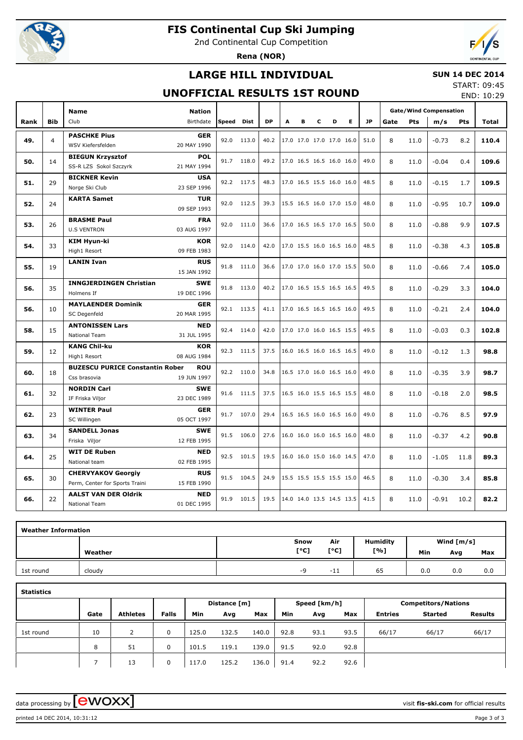# FIS Continental Cup Ski Jumping

2nd Continental Cup Competition

**Rena (NOR)**

## LARGE HILL INDIVIDUAL

**SUN 14 DEC 2014**

START: 09:45

END: 10:29

## UNOFFICIAL RESULTS 1ST ROUND

| Rank | Bib | Name / Club | Nation / Birthdate | Speed | Dist | DP | A | B | C | D | E | JP | Gate | Pts | m/s | Pts | Total |
|---|---|---|---|---|---|---|---|---|---|---|---|---|---|---|---|---|---|
| 49. | 4 | PASCHKE Pius<br>WSV Kiefersfelden | GER<br>20 MAY 1990 | 92.0 | 113.0 | 40.2 | 17.0 | 17.0 | 17.0 | 17.0 | 16.0 | 51.0 | 8 | 11.0 | -0.73 | 8.2 | 110.4 |
| 50. | 14 | BIEGUN Krzysztof<br>SS-R LZS Sokol Szczyrk | POL<br>21 MAY 1994 | 91.7 | 118.0 | 49.2 | 17.0 | 16.5 | 16.5 | 16.0 | 16.0 | 49.0 | 8 | 11.0 | -0.04 | 0.4 | 109.6 |
| 51. | 29 | BICKNER Kevin<br>Norge Ski Club | USA<br>23 SEP 1996 | 92.2 | 117.5 | 48.3 | 17.0 | 16.5 | 15.5 | 16.0 | 16.0 | 48.5 | 8 | 11.0 | -0.15 | 1.7 | 109.5 |
| 52. | 24 | KARTA Samet | TUR<br>09 SEP 1993 | 92.0 | 112.5 | 39.3 | 15.5 | 16.5 | 16.0 | 17.0 | 15.0 | 48.0 | 8 | 11.0 | -0.95 | 10.7 | 109.0 |
| 53. | 26 | BRASME Paul<br>U.S VENTRON | FRA<br>03 AUG 1997 | 92.0 | 111.0 | 36.6 | 17.0 | 16.5 | 16.5 | 17.0 | 16.5 | 50.0 | 8 | 11.0 | -0.88 | 9.9 | 107.5 |
| 54. | 33 | KIM Hyun-ki<br>High1 Resort | KOR<br>09 FEB 1983 | 92.0 | 114.0 | 42.0 | 17.0 | 15.5 | 16.0 | 16.5 | 16.0 | 48.5 | 8 | 11.0 | -0.38 | 4.3 | 105.8 |
| 55. | 19 | LANIN Ivan | RUS<br>15 JAN 1992 | 91.8 | 111.0 | 36.6 | 17.0 | 17.0 | 16.0 | 17.0 | 15.5 | 50.0 | 8 | 11.0 | -0.66 | 7.4 | 105.0 |
| 56. | 35 | INNGJERDINGEN Christian<br>Holmens If | SWE<br>19 DEC 1996 | 91.8 | 113.0 | 40.2 | 17.0 | 16.5 | 15.5 | 16.5 | 16.5 | 49.5 | 8 | 11.0 | -0.29 | 3.3 | 104.0 |
| 56. | 10 | MAYLAENDER Dominik<br>SC Degenfeld | GER<br>20 MAR 1995 | 92.1 | 113.5 | 41.1 | 17.0 | 16.5 | 16.5 | 16.5 | 16.0 | 49.5 | 8 | 11.0 | -0.21 | 2.4 | 104.0 |
| 58. | 15 | ANTONISSEN Lars<br>National Team | NED<br>31 JUL 1995 | 92.4 | 114.0 | 42.0 | 17.0 | 17.0 | 16.0 | 16.5 | 15.5 | 49.5 | 8 | 11.0 | -0.03 | 0.3 | 102.8 |
| 59. | 12 | KANG Chil-ku<br>High1 Resort | KOR<br>08 AUG 1984 | 92.3 | 111.5 | 37.5 | 16.0 | 16.5 | 16.0 | 16.5 | 16.5 | 49.0 | 8 | 11.0 | -0.12 | 1.3 | 98.8 |
| 60. | 18 | BUZESCU PURICE Constantin Rober<br>Css brasovia | ROU<br>19 JUN 1997 | 92.2 | 110.0 | 34.8 | 16.5 | 17.0 | 16.0 | 16.5 | 16.0 | 49.0 | 8 | 11.0 | -0.35 | 3.9 | 98.7 |
| 61. | 32 | NORDIN Carl<br>IF Friska Viljor | SWE<br>23 DEC 1989 | 91.6 | 111.5 | 37.5 | 16.5 | 16.0 | 15.5 | 16.5 | 15.5 | 48.0 | 8 | 11.0 | -0.18 | 2.0 | 98.5 |
| 62. | 23 | WINTER Paul<br>SC Willingen | GER<br>05 OCT 1997 | 91.7 | 107.0 | 29.4 | 16.5 | 16.5 | 16.0 | 16.5 | 16.0 | 49.0 | 8 | 11.0 | -0.76 | 8.5 | 97.9 |
| 63. | 34 | SANDELL Jonas<br>Friska Viljor | SWE<br>12 FEB 1995 | 91.5 | 106.0 | 27.6 | 16.0 | 16.0 | 16.0 | 16.5 | 16.0 | 48.0 | 8 | 11.0 | -0.37 | 4.2 | 90.8 |
| 64. | 25 | WIT DE Ruben<br>National team | NED<br>02 FEB 1995 | 92.5 | 101.5 | 19.5 | 16.0 | 16.0 | 15.0 | 16.0 | 14.5 | 47.0 | 8 | 11.0 | -1.05 | 11.8 | 89.3 |
| 65. | 30 | CHERVYAKOV Georgiy<br>Perm, Center for Sports Traini | RUS<br>15 FEB 1990 | 91.5 | 104.5 | 24.9 | 15.5 | 15.5 | 15.5 | 15.5 | 15.0 | 46.5 | 8 | 11.0 | -0.30 | 3.4 | 85.8 |
| 66. | 22 | AALST VAN DER Oldrik<br>National Team | NED<br>01 DEC 1995 | 91.9 | 101.5 | 19.5 | 14.0 | 14.0 | 13.5 | 14.5 | 13.5 | 41.5 | 8 | 11.0 | -0.91 | 10.2 | 82.2 |

### Weather Information

| | Weather | Snow [°C] | Air [°C] | Humidity [%] | Wind [m/s] Min | Avg | Max |
|---|---|---|---|---|---|---|---|
| 1st round | cloudy | -9 | -11 | 65 | 0.0 | 0.0 | 0.0 |

### Statistics

| | Gate | Athletes | Falls | Distance [m] Min | Avg | Max | Speed [km/h] Min | Avg | Max | Entries | Started | Results |
|---|---|---|---|---|---|---|---|---|---|---|---|---|
| 1st round | 10 | 2 | 0 | 125.0 | 132.5 | 140.0 | 92.8 | 93.1 | 93.5 | 66/17 | 66/17 | 66/17 |
| | 8 | 51 | 0 | 101.5 | 119.1 | 139.0 | 91.5 | 92.0 | 92.8 | | | |
| | 7 | 13 | 0 | 117.0 | 125.2 | 136.0 | 91.4 | 92.2 | 92.6 | | | |

data processing by ewoxx — visit fis-ski.com for official results

printed 14 DEC 2014, 10:31:12